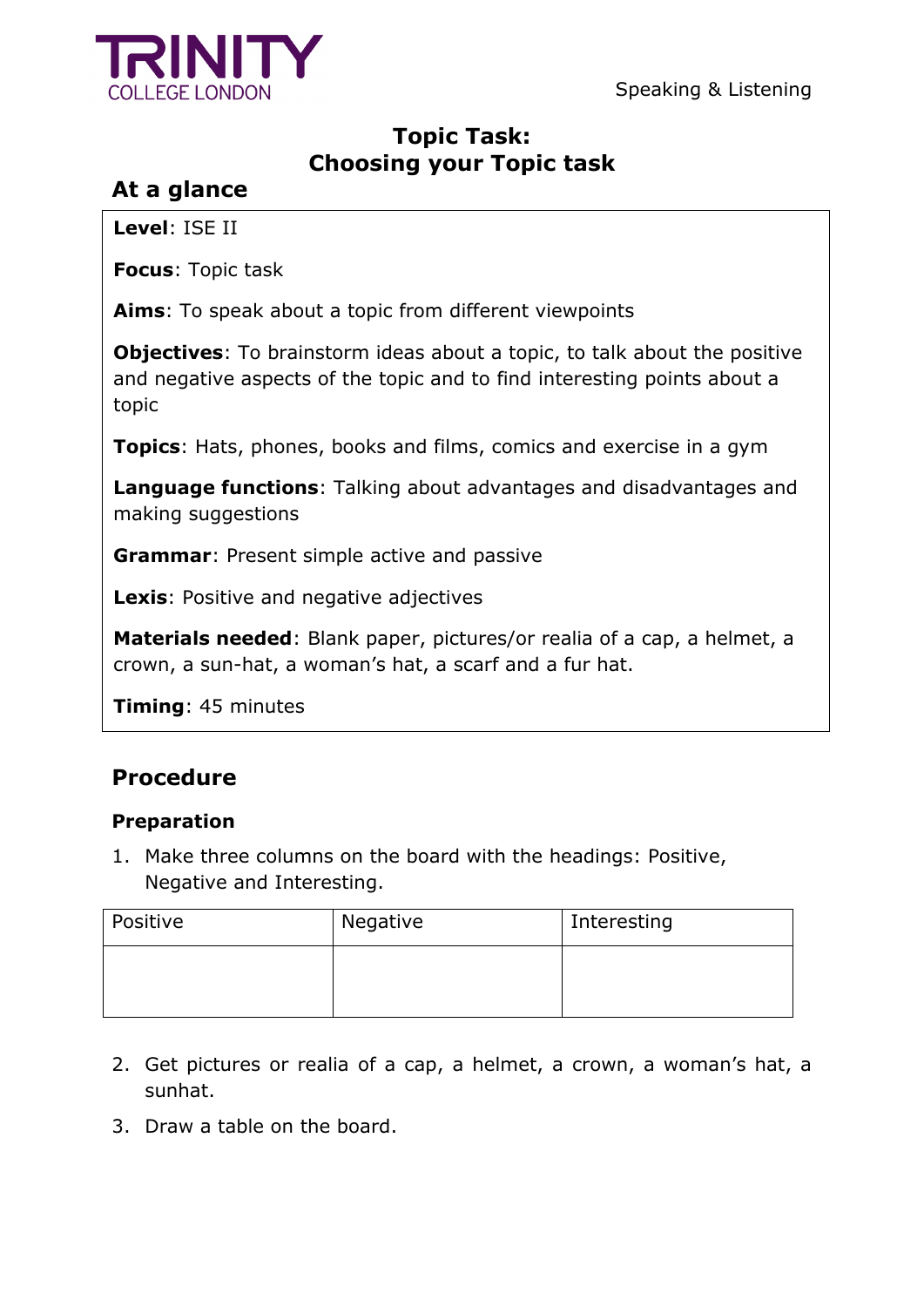# Topic Task:
# Choosing your Topic task

## At a glance

**Level**: ISE II

**Focus**: Topic task

**Aims**: To speak about a topic from different viewpoints

**Objectives**: To brainstorm ideas about a topic, to talk about the positive and negative aspects of the topic and to find interesting points about a topic

**Topics**: Hats, phones, books and films, comics and exercise in a gym

**Language functions**: Talking about advantages and disadvantages and making suggestions

**Grammar**: Present simple active and passive

**Lexis**: Positive and negative adjectives

**Materials needed**: Blank paper, pictures/or realia of a cap, a helmet, a crown, a sun-hat, a woman's hat, a scarf and a fur hat.

**Timing**: 45 minutes

## Procedure

### Preparation

1. Make three columns on the board with the headings: Positive, Negative and Interesting.

| Positive | Negative | Interesting |
| --- | --- | --- |
| | | |

2. Get pictures or realia of a cap, a helmet, a crown, a woman's hat, a sunhat.
3. Draw a table on the board.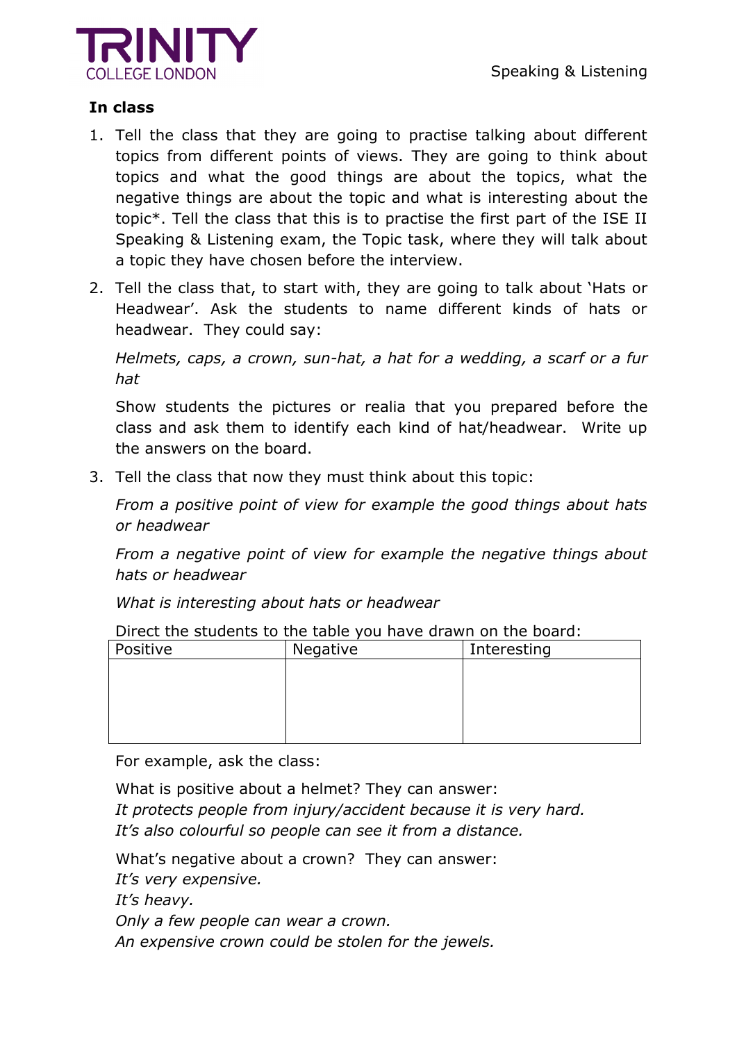**In class**

1. Tell the class that they are going to practise talking about different topics from different points of views. They are going to think about topics and what the good things are about the topics, what the negative things are about the topic and what is interesting about the topic*. Tell the class that this is to practise the first part of the ISE II Speaking & Listening exam, the Topic task, where they will talk about a topic they have chosen before the interview.

2. Tell the class that, to start with, they are going to talk about 'Hats or Headwear'. Ask the students to name different kinds of hats or headwear. They could say:

   *Helmets, caps, a crown, sun-hat, a hat for a wedding, a scarf or a fur hat*

   Show students the pictures or realia that you prepared before the class and ask them to identify each kind of hat/headwear. Write up the answers on the board.

3. Tell the class that now they must think about this topic:

   *From a positive point of view for example the good things about hats or headwear*

   *From a negative point of view for example the negative things about hats or headwear*

   *What is interesting about hats or headwear*

   Direct the students to the table you have drawn on the board:

   | Positive | Negative | Interesting |
   |---|---|---|
   | | | |

   For example, ask the class:

   What is positive about a helmet? They can answer:
   *It protects people from injury/accident because it is very hard.*
   *It's also colourful so people can see it from a distance.*

   What's negative about a crown? They can answer:
   *It's very expensive.*
   *It's heavy.*
   *Only a few people can wear a crown.*
   *An expensive crown could be stolen for the jewels.*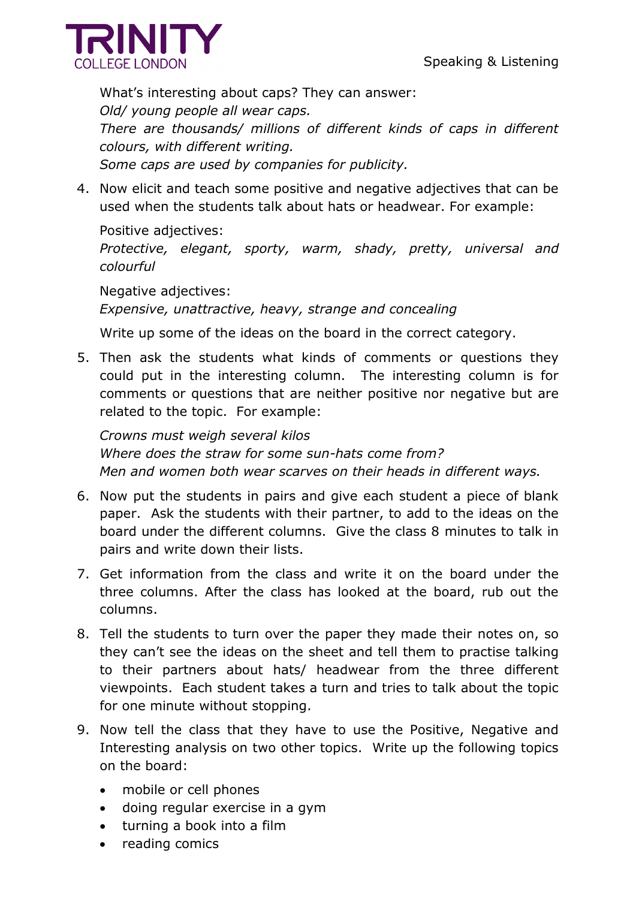What's interesting about caps? They can answer:
*Old/ young people all wear caps.*
*There are thousands/ millions of different kinds of caps in different colours, with different writing.*
*Some caps are used by companies for publicity.*

4. Now elicit and teach some positive and negative adjectives that can be used when the students talk about hats or headwear. For example:

   Positive adjectives:
   *Protective, elegant, sporty, warm, shady, pretty, universal and colourful*

   Negative adjectives:
   *Expensive, unattractive, heavy, strange and concealing*

   Write up some of the ideas on the board in the correct category.

5. Then ask the students what kinds of comments or questions they could put in the interesting column. The interesting column is for comments or questions that are neither positive nor negative but are related to the topic. For example:

   *Crowns must weigh several kilos*
   *Where does the straw for some sun-hats come from?*
   *Men and women both wear scarves on their heads in different ways.*

6. Now put the students in pairs and give each student a piece of blank paper. Ask the students with their partner, to add to the ideas on the board under the different columns. Give the class 8 minutes to talk in pairs and write down their lists.

7. Get information from the class and write it on the board under the three columns. After the class has looked at the board, rub out the columns.

8. Tell the students to turn over the paper they made their notes on, so they can't see the ideas on the sheet and tell them to practise talking to their partners about hats/ headwear from the three different viewpoints. Each student takes a turn and tries to talk about the topic for one minute without stopping.

9. Now tell the class that they have to use the Positive, Negative and Interesting analysis on two other topics. Write up the following topics on the board:

   - mobile or cell phones
   - doing regular exercise in a gym
   - turning a book into a film
   - reading comics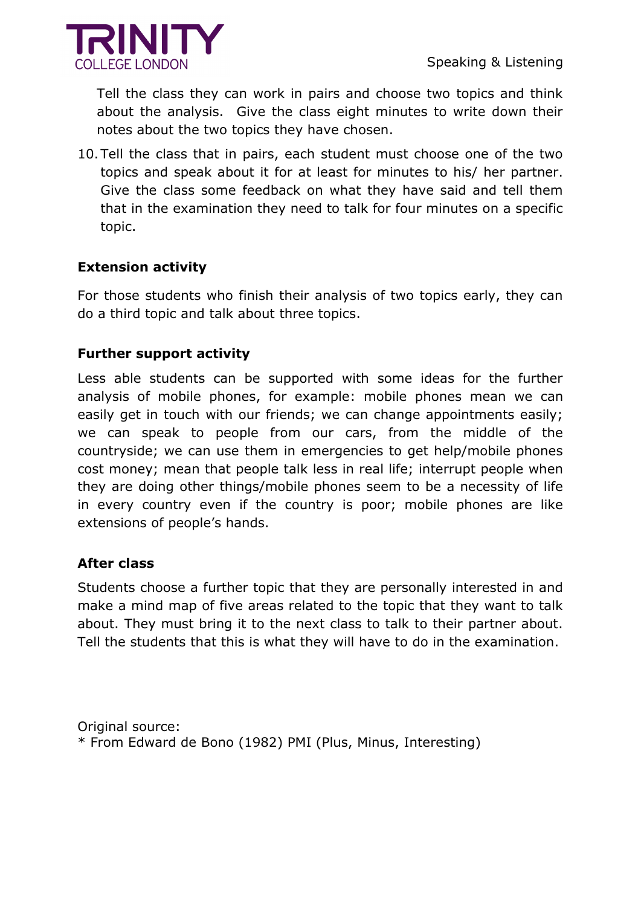Tell the class they can work in pairs and choose two topics and think about the analysis. Give the class eight minutes to write down their notes about the two topics they have chosen.

10. Tell the class that in pairs, each student must choose one of the two topics and speak about it for at least for minutes to his/ her partner. Give the class some feedback on what they have said and tell them that in the examination they need to talk for four minutes on a specific topic.

**Extension activity**

For those students who finish their analysis of two topics early, they can do a third topic and talk about three topics.

**Further support activity**

Less able students can be supported with some ideas for the further analysis of mobile phones, for example: mobile phones mean we can easily get in touch with our friends; we can change appointments easily; we can speak to people from our cars, from the middle of the countryside; we can use them in emergencies to get help/mobile phones cost money; mean that people talk less in real life; interrupt people when they are doing other things/mobile phones seem to be a necessity of life in every country even if the country is poor; mobile phones are like extensions of people's hands.

**After class**

Students choose a further topic that they are personally interested in and make a mind map of five areas related to the topic that they want to talk about. They must bring it to the next class to talk to their partner about. Tell the students that this is what they will have to do in the examination.

Original source:
* From Edward de Bono (1982) PMI (Plus, Minus, Interesting)